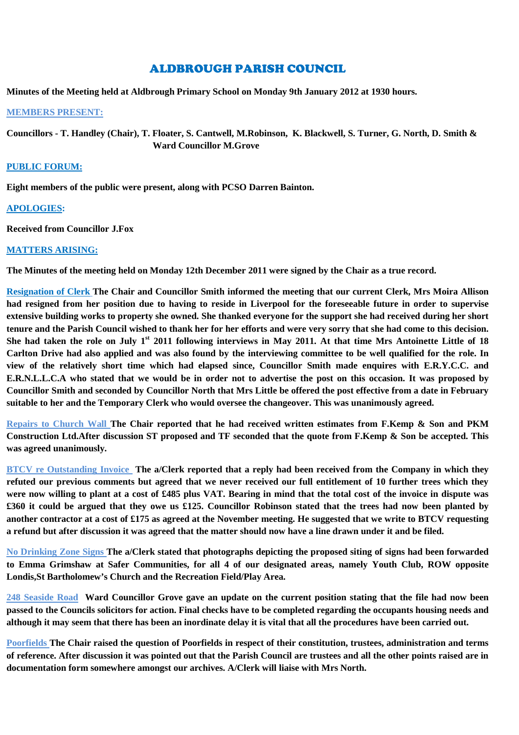# ALDBROUGH PARISH COUNCIL

**Minutes of the Meeting held at Aldbrough Primary School on Monday 9th January 2012 at 1930 hours.**

**MEMBERS PRESENT:**

**Councillors - T. Handley (Chair), T. Floater, S. Cantwell, M.Robinson, K. Blackwell, S. Turner, G. North, D. Smith & Ward Councillor M.Grove**

**PUBLIC FORUM:**

**Eight members of the public were present, along with PCSO Darren Bainton.**

**APOLOGIES:**

**Received from Councillor J.Fox**

**MATTERS ARISING:**

**The Minutes of the meeting held on Monday 12th December 2011 were signed by the Chair as a true record.**

**Resignation of Clerk** **The Chair and Councillor Smith informed the meeting that our current Clerk, Mrs Moira Allison had resigned from her position due to having to reside in Liverpool for the foreseeable future in order to supervise extensive building works to property she owned. She thanked everyone for the support she had received during her short tenure and the Parish Council wished to thank her for her efforts and were very sorry that she had come to this decision. She had taken the role on July 1st 2011 following interviews in May 2011. At that time Mrs Antoinette Little of 18 Carlton Drive had also applied and was also found by the interviewing committee to be well qualified for the role. In view of the relatively short time which had elapsed since, Councillor Smith made enquires with E.R.Y.C.C. and E.R.N.L.L.C.A who stated that we would be in order not to advertise the post on this occasion. It was proposed by Councillor Smith and seconded by Councillor North that Mrs Little be offered the post effective from a date in February suitable to her and the Temporary Clerk who would oversee the changeover. This was unanimously agreed.**

**Repairs to Church Wall** **The Chair reported that he had received written estimates from F.Kemp & Son and PKM Construction Ltd.After discussion ST proposed and TF seconded that the quote from F.Kemp & Son be accepted. This was agreed unanimously.**

**BTCV re Outstanding Invoice** **The a/Clerk reported that a reply had been received from the Company in which they refuted our previous comments but agreed that we never received our full entitlement of 10 further trees which they were now willing to plant at a cost of £485 plus VAT. Bearing in mind that the total cost of the invoice in dispute was £360 it could be argued that they owe us £125. Councillor Robinson stated that the trees had now been planted by another contractor at a cost of £175 as agreed at the November meeting. He suggested that we write to BTCV requesting a refund but after discussion it was agreed that the matter should now have a line drawn under it and be filed.**

**No Drinking Zone Signs** **The a/Clerk stated that photographs depicting the proposed siting of signs had been forwarded to Emma Grimshaw at Safer Communities, for all 4 of our designated areas, namely Youth Club, ROW opposite Londis,St Bartholomew's Church and the Recreation Field/Play Area.**

**248 Seaside Road** **Ward Councillor Grove gave an update on the current position stating that the file had now been passed to the Councils solicitors for action. Final checks have to be completed regarding the occupants housing needs and although it may seem that there has been an inordinate delay it is vital that all the procedures have been carried out.**

**Poorfields** **The Chair raised the question of Poorfields in respect of their constitution, trustees, administration and terms of reference. After discussion it was pointed out that the Parish Council are trustees and all the other points raised are in documentation form somewhere amongst our archives. A/Clerk will liaise with Mrs North.**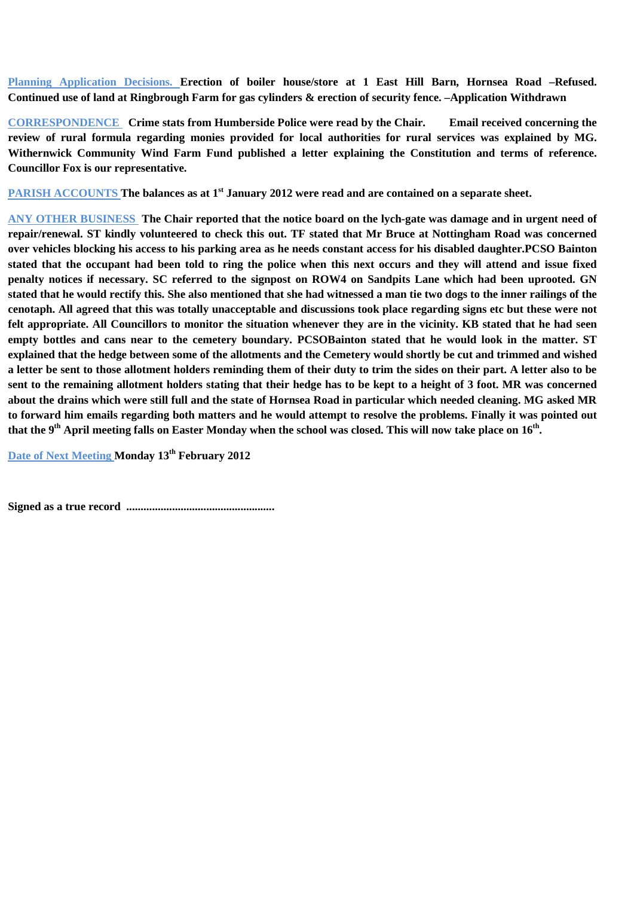**Planning Application Decisions.** **Erection of boiler house/store at 1 East Hill Barn, Hornsea Road –Refused. Continued use of land at Ringbrough Farm for gas cylinders & erection of security fence. –Application Withdrawn**

**CORRESPONDENCE** **Crime stats from Humberside Police were read by the Chair. Email received concerning the review of rural formula regarding monies provided for local authorities for rural services was explained by MG. Withernwick Community Wind Farm Fund published a letter explaining the Constitution and terms of reference. Councillor Fox is our representative.**

**PARISH ACCOUNTS** **The balances as at 1st January 2012 were read and are contained on a separate sheet.**

**ANY OTHER BUSINESS** **The Chair reported that the notice board on the lych-gate was damage and in urgent need of repair/renewal. ST kindly volunteered to check this out. TF stated that Mr Bruce at Nottingham Road was concerned over vehicles blocking his access to his parking area as he needs constant access for his disabled daughter.PCSO Bainton stated that the occupant had been told to ring the police when this next occurs and they will attend and issue fixed penalty notices if necessary. SC referred to the signpost on ROW4 on Sandpits Lane which had been uprooted. GN stated that he would rectify this. She also mentioned that she had witnessed a man tie two dogs to the inner railings of the cenotaph. All agreed that this was totally unacceptable and discussions took place regarding signs etc but these were not felt appropriate. All Councillors to monitor the situation whenever they are in the vicinity. KB stated that he had seen empty bottles and cans near to the cemetery boundary. PCSOBainton stated that he would look in the matter. ST explained that the hedge between some of the allotments and the Cemetery would shortly be cut and trimmed and wished a letter be sent to those allotment holders reminding them of their duty to trim the sides on their part. A letter also to be sent to the remaining allotment holders stating that their hedge has to be kept to a height of 3 foot. MR was concerned about the drains which were still full and the state of Hornsea Road in particular which needed cleaning. MG asked MR to forward him emails regarding both matters and he would attempt to resolve the problems. Finally it was pointed out that the 9th April meeting falls on Easter Monday when the school was closed. This will now take place on 16th.**

**Date of Next Meeting** **Monday 13th February 2012**

**Signed as a true record ....................................................**